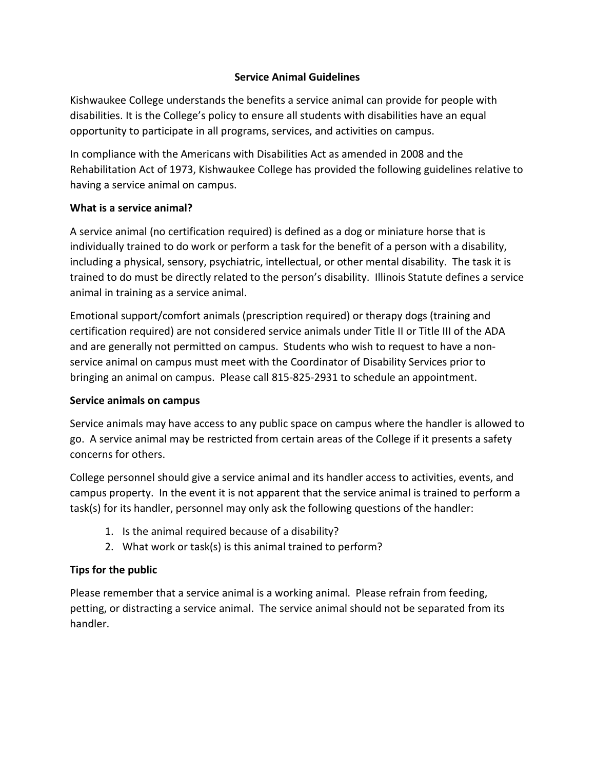# Service Animal Guidelines

Kishwaukee College understands the benefits a service animal can provide for people with disabilities. It is the College's policy to ensure all students with disabilities have an equal opportunity to participate in all programs, services, and activities on campus.

In compliance with the Americans with Disabilities Act as amended in 2008 and the Rehabilitation Act of 1973, Kishwaukee College has provided the following guidelines relative to having a service animal on campus.

## What is a service animal?

A service animal (no certification required) is defined as a dog or miniature horse that is individually trained to do work or perform a task for the benefit of a person with a disability, including a physical, sensory, psychiatric, intellectual, or other mental disability. The task it is trained to do must be directly related to the person's disability. Illinois Statute defines a service animal in training as a service animal.

Emotional support/comfort animals (prescription required) or therapy dogs (training and certification required) are not considered service animals under Title II or Title III of the ADA and are generally not permitted on campus. Students who wish to request to have a non-service animal on campus must meet with the Coordinator of Disability Services prior to bringing an animal on campus. Please call 815-825-2931 to schedule an appointment.

## Service animals on campus

Service animals may have access to any public space on campus where the handler is allowed to go. A service animal may be restricted from certain areas of the College if it presents a safety concerns for others.

College personnel should give a service animal and its handler access to activities, events, and campus property. In the event it is not apparent that the service animal is trained to perform a task(s) for its handler, personnel may only ask the following questions of the handler:

1. Is the animal required because of a disability?
2. What work or task(s) is this animal trained to perform?

## Tips for the public

Please remember that a service animal is a working animal. Please refrain from feeding, petting, or distracting a service animal. The service animal should not be separated from its handler.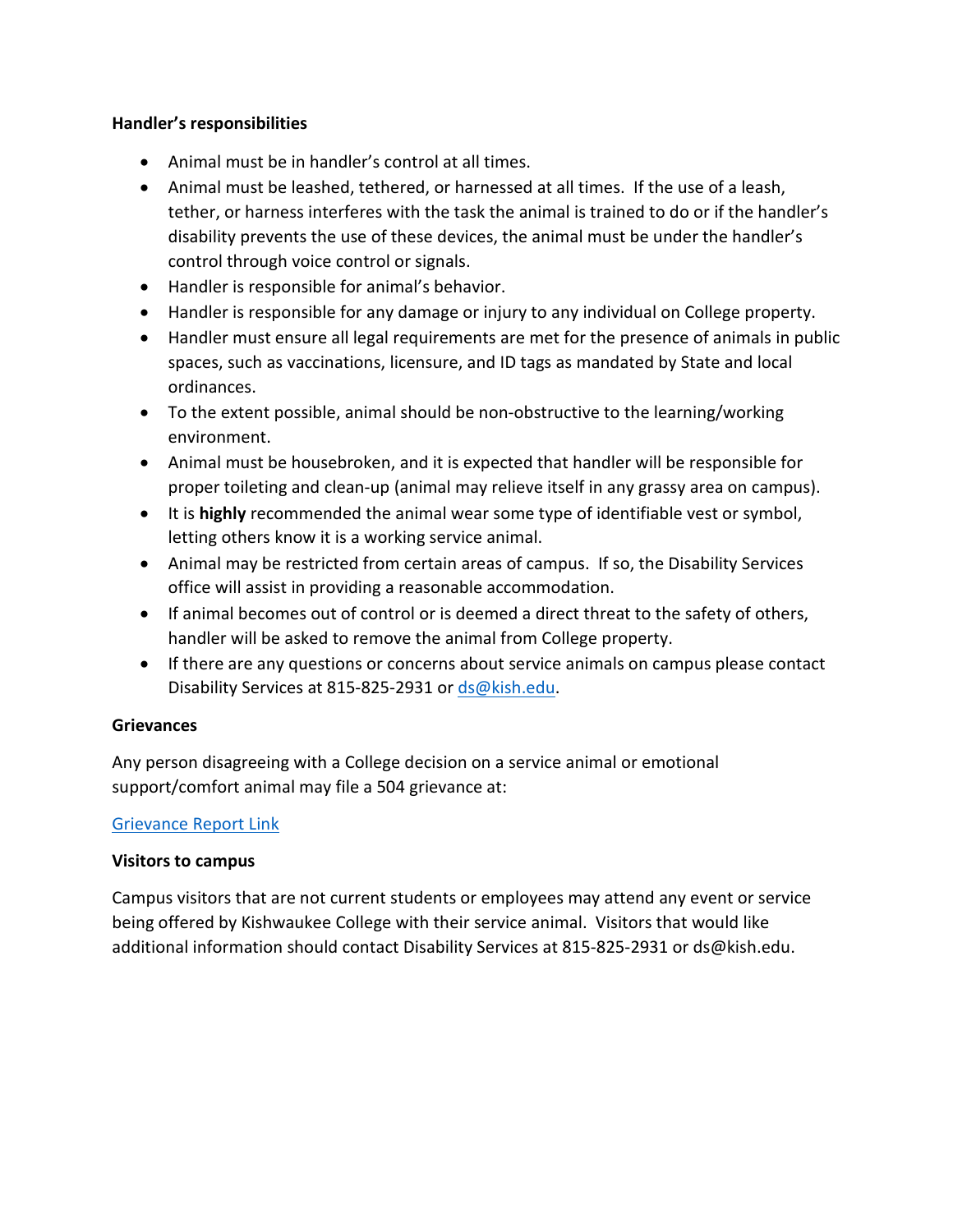**Handler's responsibilities**

- Animal must be in handler's control at all times.
- Animal must be leashed, tethered, or harnessed at all times. If the use of a leash, tether, or harness interferes with the task the animal is trained to do or if the handler's disability prevents the use of these devices, the animal must be under the handler's control through voice control or signals.
- Handler is responsible for animal's behavior.
- Handler is responsible for any damage or injury to any individual on College property.
- Handler must ensure all legal requirements are met for the presence of animals in public spaces, such as vaccinations, licensure, and ID tags as mandated by State and local ordinances.
- To the extent possible, animal should be non-obstructive to the learning/working environment.
- Animal must be housebroken, and it is expected that handler will be responsible for proper toileting and clean-up (animal may relieve itself in any grassy area on campus).
- It is **highly** recommended the animal wear some type of identifiable vest or symbol, letting others know it is a working service animal.
- Animal may be restricted from certain areas of campus. If so, the Disability Services office will assist in providing a reasonable accommodation.
- If animal becomes out of control or is deemed a direct threat to the safety of others, handler will be asked to remove the animal from College property.
- If there are any questions or concerns about service animals on campus please contact Disability Services at 815-825-2931 or ds@kish.edu.

**Grievances**

Any person disagreeing with a College decision on a service animal or emotional support/comfort animal may file a 504 grievance at:

Grievance Report Link

**Visitors to campus**

Campus visitors that are not current students or employees may attend any event or service being offered by Kishwaukee College with their service animal. Visitors that would like additional information should contact Disability Services at 815-825-2931 or ds@kish.edu.